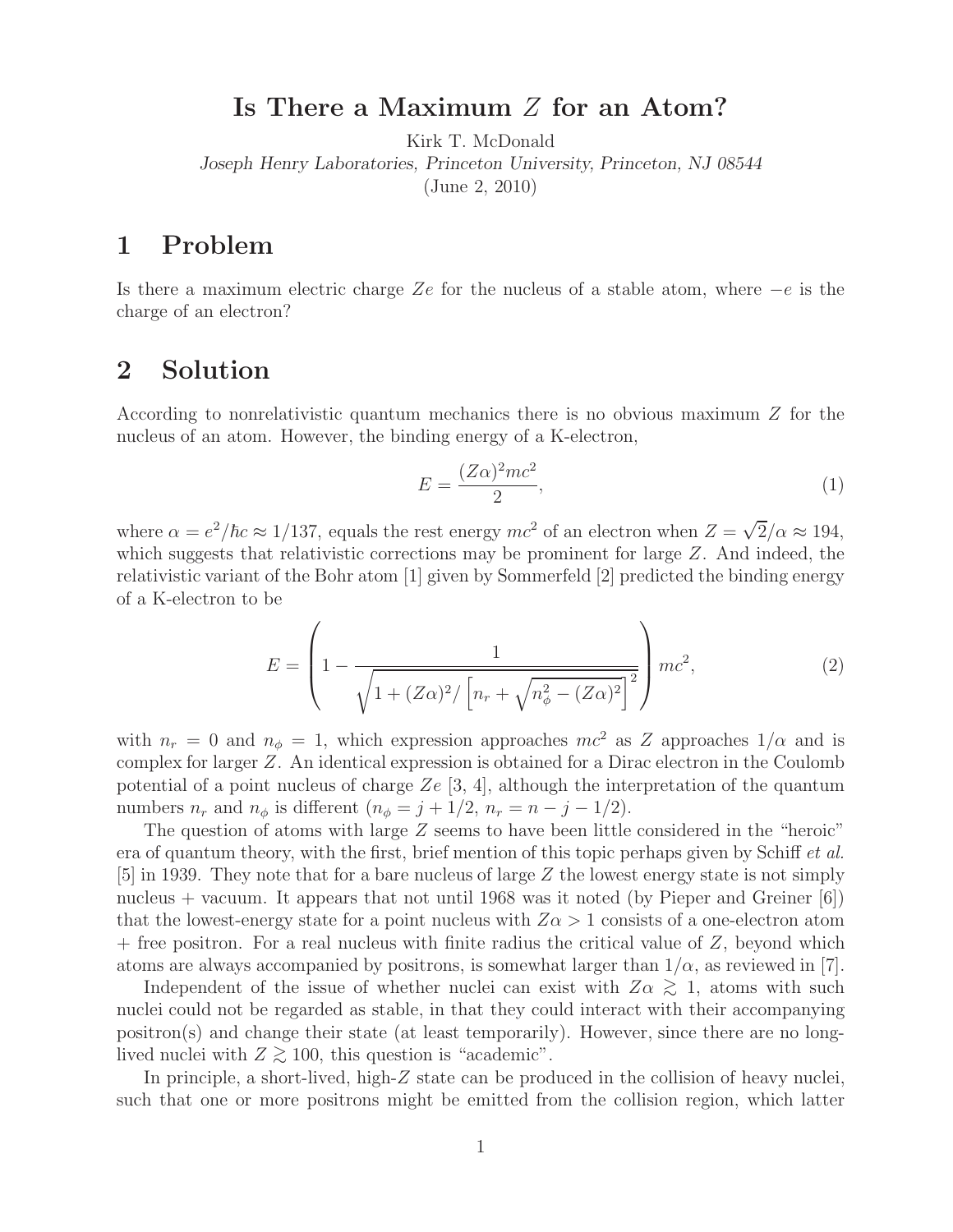# Is There a Maximum $Z$ for an Atom?

Kirk T. McDonald
*Joseph Henry Laboratories, Princeton University, Princeton, NJ 08544*
(June 2, 2010)

## 1 Problem

Is there a maximum electric charge $Ze$ for the nucleus of a stable atom, where $-e$ is the charge of an electron?

## 2 Solution

According to nonrelativistic quantum mechanics there is no obvious maximum $Z$ for the nucleus of an atom. However, the binding energy of a K-electron,

$$E = \frac{(Z\alpha)^2 mc^2}{2}, \tag{1}$$

where $\alpha = e^2/\hbar c \approx 1/137$, equals the rest energy $mc^2$ of an electron when $Z = \sqrt{2}/\alpha \approx 194$, which suggests that relativistic corrections may be prominent for large $Z$. And indeed, the relativistic variant of the Bohr atom [1] given by Sommerfeld [2] predicted the binding energy of a K-electron to be

$$E = \left( 1 - \frac{1}{\sqrt{1 + (Z\alpha)^2 / \left[ n_r + \sqrt{n_\phi^2 - (Z\alpha)^2} \right]^2}} \right) mc^2, \tag{2}$$

with $n_r = 0$ and $n_\phi = 1$, which expression approaches $mc^2$ as $Z$ approaches $1/\alpha$ and is complex for larger $Z$. An identical expression is obtained for a Dirac electron in the Coulomb potential of a point nucleus of charge $Ze$ [3, 4], although the interpretation of the quantum numbers $n_r$ and $n_\phi$ is different ($n_\phi = j + 1/2$, $n_r = n - j - 1/2$).

The question of atoms with large $Z$ seems to have been little considered in the "heroic" era of quantum theory, with the first, brief mention of this topic perhaps given by Schiff *et al.* [5] in 1939. They note that for a bare nucleus of large $Z$ the lowest energy state is not simply nucleus + vacuum. It appears that not until 1968 was it noted (by Pieper and Greiner [6]) that the lowest-energy state for a point nucleus with $Z\alpha > 1$ consists of a one-electron atom + free positron. For a real nucleus with finite radius the critical value of $Z$, beyond which atoms are always accompanied by positrons, is somewhat larger than $1/\alpha$, as reviewed in [7].

Independent of the issue of whether nuclei can exist with $Z\alpha \gtrsim 1$, atoms with such nuclei could not be regarded as stable, in that they could interact with their accompanying positron(s) and change their state (at least temporarily). However, since there are no long-lived nuclei with $Z \gtrsim 100$, this question is "academic".

In principle, a short-lived, high-$Z$ state can be produced in the collision of heavy nuclei, such that one or more positrons might be emitted from the collision region, which latter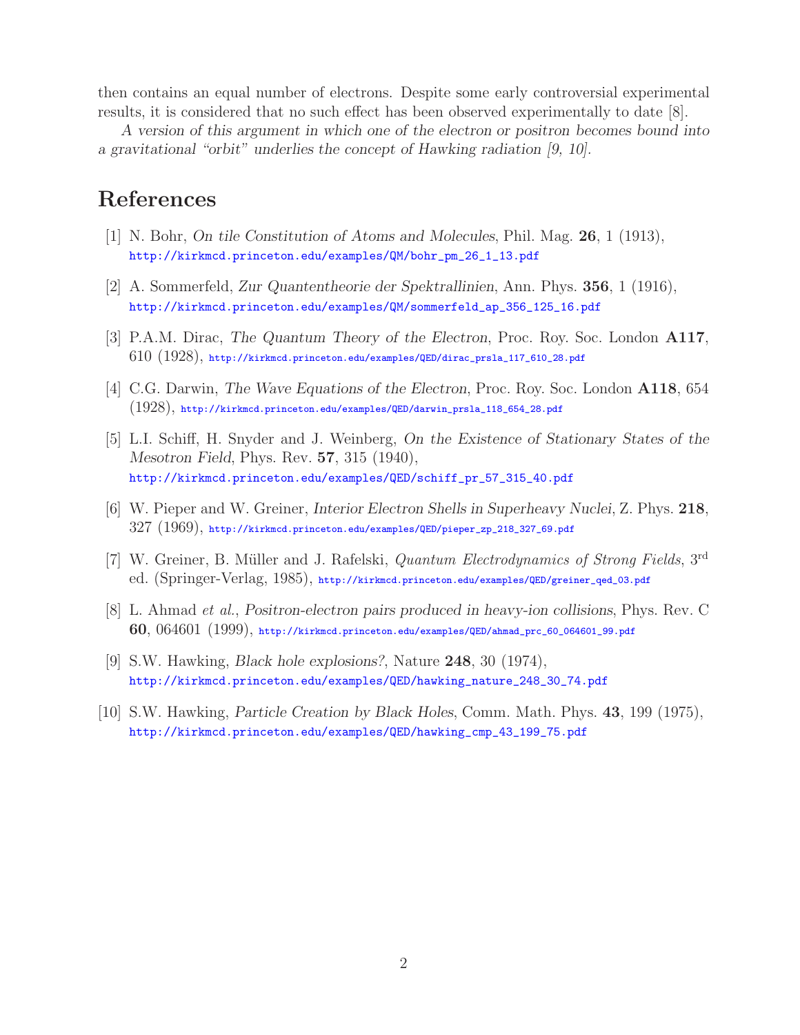then contains an equal number of electrons. Despite some early controversial experimental results, it is considered that no such effect has been observed experimentally to date [8].

*A version of this argument in which one of the electron or positron becomes bound into a gravitational "orbit" underlies the concept of Hawking radiation [9, 10].*

## References

[1] N. Bohr, *On tile Constitution of Atoms and Molecules*, Phil. Mag. **26**, 1 (1913), http://kirkmcd.princeton.edu/examples/QM/bohr_pm_26_1_13.pdf

[2] A. Sommerfeld, *Zur Quantentheorie der Spektrallinien*, Ann. Phys. **356**, 1 (1916), http://kirkmcd.princeton.edu/examples/QM/sommerfeld_ap_356_125_16.pdf

[3] P.A.M. Dirac, *The Quantum Theory of the Electron*, Proc. Roy. Soc. London **A117**, 610 (1928), http://kirkmcd.princeton.edu/examples/QED/dirac_prsla_117_610_28.pdf

[4] C.G. Darwin, *The Wave Equations of the Electron*, Proc. Roy. Soc. London **A118**, 654 (1928), http://kirkmcd.princeton.edu/examples/QED/darwin_prsla_118_654_28.pdf

[5] L.I. Schiff, H. Snyder and J. Weinberg, *On the Existence of Stationary States of the Mesotron Field*, Phys. Rev. **57**, 315 (1940), http://kirkmcd.princeton.edu/examples/QED/schiff_pr_57_315_40.pdf

[6] W. Pieper and W. Greiner, *Interior Electron Shells in Superheavy Nuclei*, Z. Phys. **218**, 327 (1969), http://kirkmcd.princeton.edu/examples/QED/pieper_zp_218_327_69.pdf

[7] W. Greiner, B. Müller and J. Rafelski, *Quantum Electrodynamics of Strong Fields*, 3rd ed. (Springer-Verlag, 1985), http://kirkmcd.princeton.edu/examples/QED/greiner_qed_03.pdf

[8] L. Ahmad *et al.*, *Positron-electron pairs produced in heavy-ion collisions*, Phys. Rev. C **60**, 064601 (1999), http://kirkmcd.princeton.edu/examples/QED/ahmad_prc_60_064601_99.pdf

[9] S.W. Hawking, *Black hole explosions?*, Nature **248**, 30 (1974), http://kirkmcd.princeton.edu/examples/QED/hawking_nature_248_30_74.pdf

[10] S.W. Hawking, *Particle Creation by Black Holes*, Comm. Math. Phys. **43**, 199 (1975), http://kirkmcd.princeton.edu/examples/QED/hawking_cmp_43_199_75.pdf